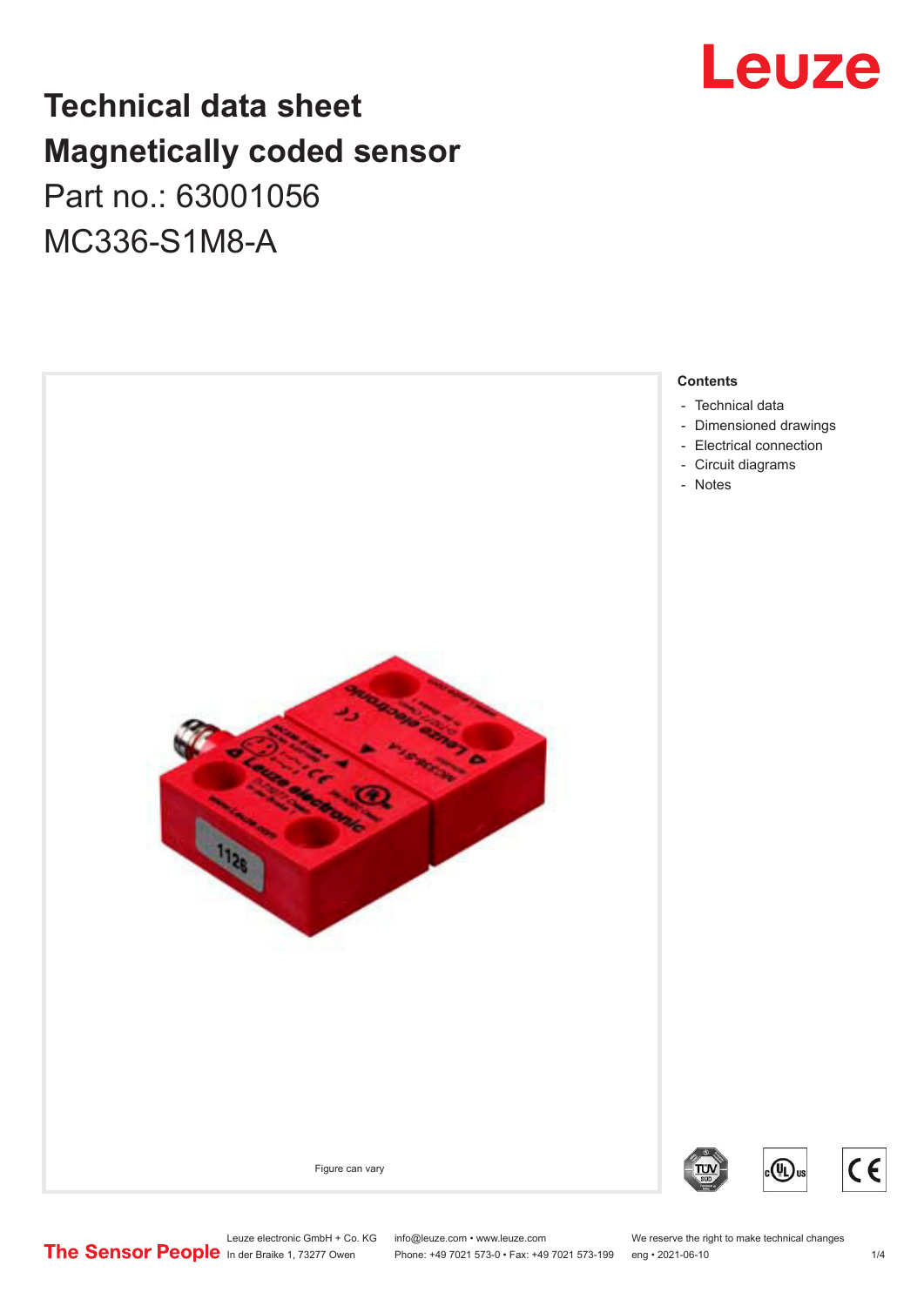# Technical data sheet
# Magnetically coded sensor

Part no.: 63001056

MC336-S1M8-A

Figure can vary

**Contents**

- Technical data
- Dimensioned drawings
- Electrical connection
- Circuit diagrams
- Notes

Leuze electronic GmbH + Co. KG
In der Braike 1, 73277 Owen

info@leuze.com • www.leuze.com
Phone: +49 7021 573-0 • Fax: +49 7021 573-199

We reserve the right to make technical changes
eng • 2021-06-10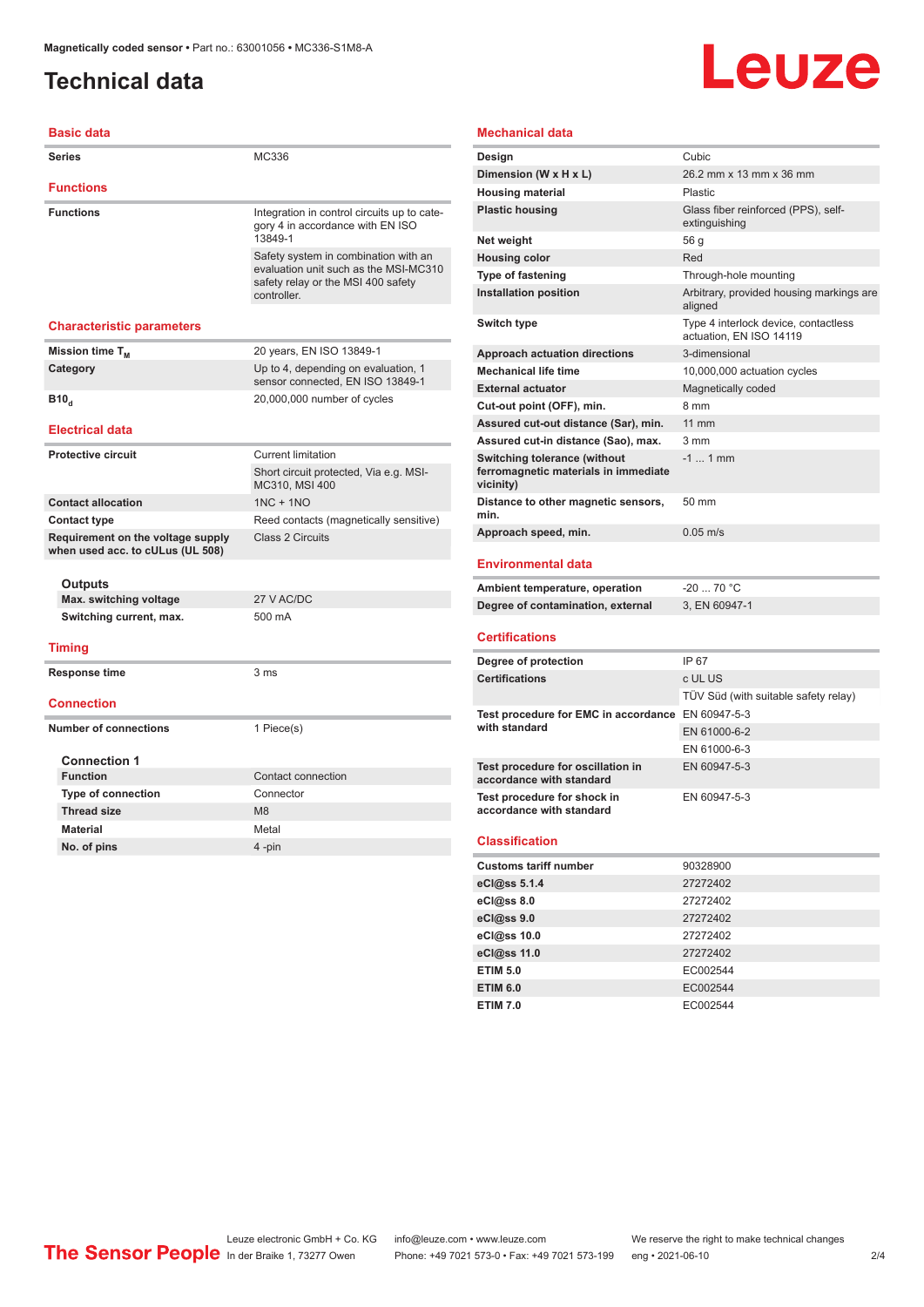# Technical data

## Basic data

| | |
|---|---|
| Series | MC336 |

## Functions

| | |
|---|---|
| Functions | Integration in control circuits up to category 4 in accordance with EN ISO 13849-1 |
| | Safety system in combination with an evaluation unit such as the MSI-MC310 safety relay or the MSI 400 safety controller. |

## Characteristic parameters

| | |
|---|---|
| Mission time $T_M$ | 20 years, EN ISO 13849-1 |
| Category | Up to 4, depending on evaluation, 1 sensor connected, EN ISO 13849-1 |
| $B10_d$ | 20,000,000 number of cycles |

## Electrical data

| | |
|---|---|
| Protective circuit | Current limitation |
| | Short circuit protected, Via e.g. MSI-MC310, MSI 400 |
| Contact allocation | 1NC + 1NO |
| Contact type | Reed contacts (magnetically sensitive) |
| Requirement on the voltage supply when used acc. to cULus (UL 508) | Class 2 Circuits |

### Outputs

| | |
|---|---|
| Max. switching voltage | 27 V AC/DC |
| Switching current, max. | 500 mA |

## Timing

| | |
|---|---|
| Response time | 3 ms |

## Connection

| | |
|---|---|
| Number of connections | 1 Piece(s) |

### Connection 1

| | |
|---|---|
| Function | Contact connection |
| Type of connection | Connector |
| Thread size | M8 |
| Material | Metal |
| No. of pins | 4 -pin |

## Mechanical data

| | |
|---|---|
| Design | Cubic |
| Dimension (W x H x L) | 26.2 mm x 13 mm x 36 mm |
| Housing material | Plastic |
| Plastic housing | Glass fiber reinforced (PPS), self-extinguishing |
| Net weight | 56 g |
| Housing color | Red |
| Type of fastening | Through-hole mounting |
| Installation position | Arbitrary, provided housing markings are aligned |
| Switch type | Type 4 interlock device, contactless actuation, EN ISO 14119 |
| Approach actuation directions | 3-dimensional |
| Mechanical life time | 10,000,000 actuation cycles |
| External actuator | Magnetically coded |
| Cut-out point (OFF), min. | 8 mm |
| Assured cut-out distance (Sar), min. | 11 mm |
| Assured cut-in distance (Sao), max. | 3 mm |
| Switching tolerance (without ferromagnetic materials in immediate vicinity) | -1 ... 1 mm |
| Distance to other magnetic sensors, min. | 50 mm |
| Approach speed, min. | 0.05 m/s |

## Environmental data

| | |
|---|---|
| Ambient temperature, operation | -20 ... 70 °C |
| Degree of contamination, external | 3, EN 60947-1 |

## Certifications

| | |
|---|---|
| Degree of protection | IP 67 |
| Certifications | c UL US |
| | TÜV Süd (with suitable safety relay) |
| Test procedure for EMC in accordance with standard | EN 60947-5-3 |
| | EN 61000-6-2 |
| | EN 61000-6-3 |
| Test procedure for oscillation in accordance with standard | EN 60947-5-3 |
| Test procedure for shock in accordance with standard | EN 60947-5-3 |

## Classification

| | |
|---|---|
| Customs tariff number | 90328900 |
| eCl@ss 5.1.4 | 27272402 |
| eCl@ss 8.0 | 27272402 |
| eCl@ss 9.0 | 27272402 |
| eCl@ss 10.0 | 27272402 |
| eCl@ss 11.0 | 27272402 |
| ETIM 5.0 | EC002544 |
| ETIM 6.0 | EC002544 |
| ETIM 7.0 | EC002544 |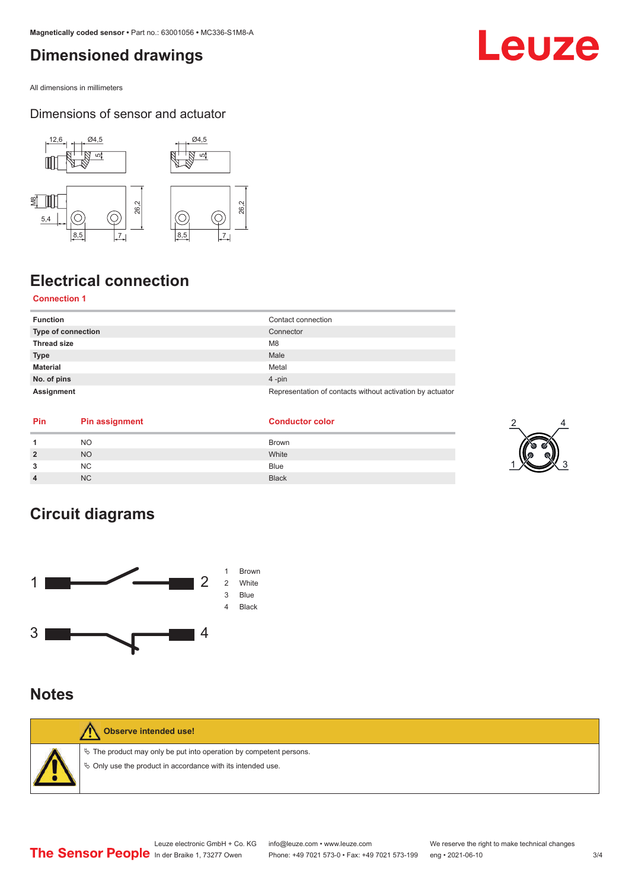# Dimensioned drawings

All dimensions in millimeters

## Dimensions of sensor and actuator

# Electrical connection

### Connection 1

| | |
|---|---|
| **Function** | Contact connection |
| **Type of connection** | Connector |
| **Thread size** | M8 |
| **Type** | Male |
| **Material** | Metal |
| **No. of pins** | 4 -pin |
| **Assignment** | Representation of contacts without activation by actuator |

| Pin | Pin assignment | Conductor color |
|---|---|---|
| **1** | NO | Brown |
| **2** | NO | White |
| **3** | NC | Blue |
| **4** | NC | Black |

# Circuit diagrams

1 Brown
2 White
3 Blue
4 Black

# Notes

**Observe intended use!**

- ✎ The product may only be put into operation by competent persons.
- ✎ Only use the product in accordance with its intended use.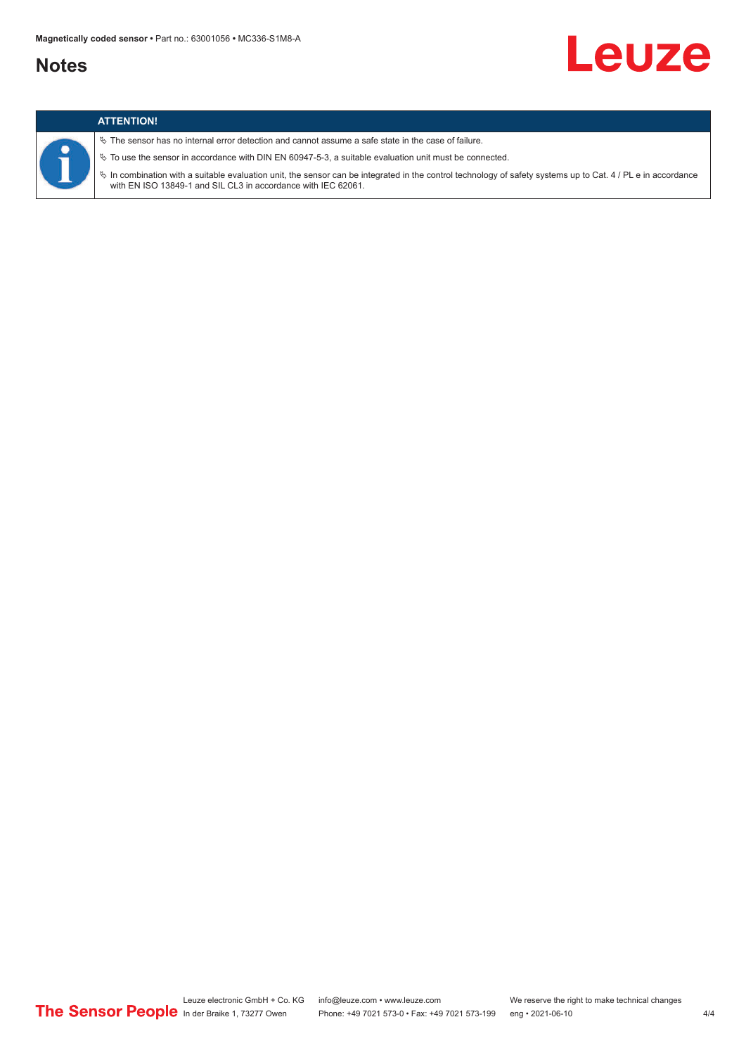## Notes

**ATTENTION!**

- The sensor has no internal error detection and cannot assume a safe state in the case of failure.
- To use the sensor in accordance with DIN EN 60947-5-3, a suitable evaluation unit must be connected.
- In combination with a suitable evaluation unit, the sensor can be integrated in the control technology of safety systems up to Cat. 4 / PL e in accordance with EN ISO 13849-1 and SIL CL3 in accordance with IEC 62061.